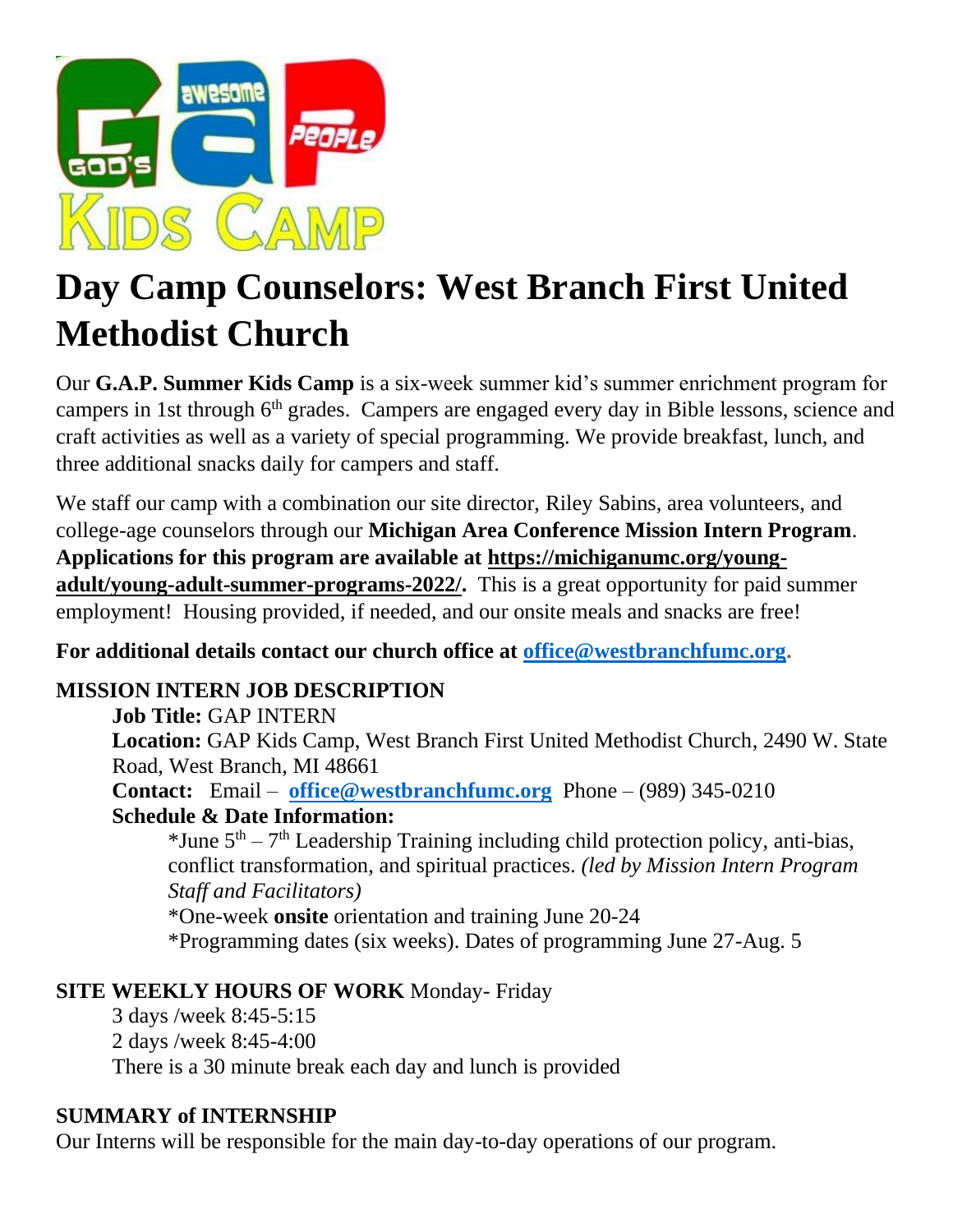# Day Camp Counselors: West Branch First United Methodist Church

Our **G.A.P. Summer Kids Camp** is a six-week summer kid's summer enrichment program for campers in 1st through 6th grades. Campers are engaged every day in Bible lessons, science and craft activities as well as a variety of special programming. We provide breakfast, lunch, and three additional snacks daily for campers and staff.

We staff our camp with a combination our site director, Riley Sabins, area volunteers, and college-age counselors through our **Michigan Area Conference Mission Intern Program**. **Applications for this program are available at https://michiganumc.org/young-adult/young-adult-summer-programs-2022/.** This is a great opportunity for paid summer employment! Housing provided, if needed, and our onsite meals and snacks are free!

**For additional details contact our church office at office@westbranchfumc.org.**

**MISSION INTERN JOB DESCRIPTION**

**Job Title:** GAP INTERN
**Location:** GAP Kids Camp, West Branch First United Methodist Church, 2490 W. State Road, West Branch, MI 48661
**Contact:** Email – **office@westbranchfumc.org** Phone – (989) 345-0210
**Schedule & Date Information:**

*June 5th – 7th Leadership Training including child protection policy, anti-bias, conflict transformation, and spiritual practices. *(led by Mission Intern Program Staff and Facilitators)*
*One-week **onsite** orientation and training June 20-24
*Programming dates (six weeks). Dates of programming June 27-Aug. 5

**SITE WEEKLY HOURS OF WORK** Monday- Friday

3 days /week 8:45-5:15
2 days /week 8:45-4:00
There is a 30 minute break each day and lunch is provided

**SUMMARY of INTERNSHIP**

Our Interns will be responsible for the main day-to-day operations of our program.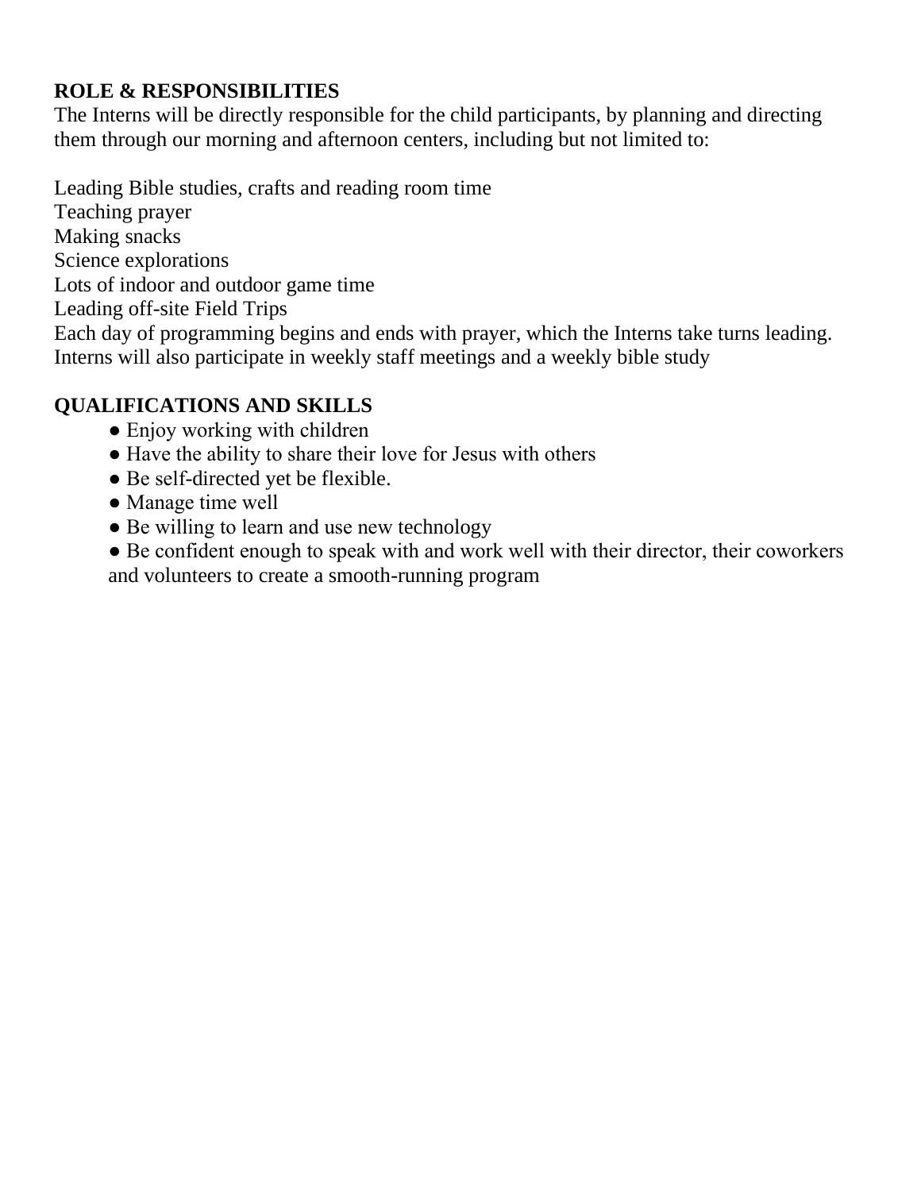**ROLE & RESPONSIBILITIES**

The Interns will be directly responsible for the child participants, by planning and directing them through our morning and afternoon centers, including but not limited to:

Leading Bible studies, crafts and reading room time
Teaching prayer
Making snacks
Science explorations
Lots of indoor and outdoor game time
Leading off-site Field Trips
Each day of programming begins and ends with prayer, which the Interns take turns leading.
Interns will also participate in weekly staff meetings and a weekly bible study

**QUALIFICATIONS AND SKILLS**

- Enjoy working with children
- Have the ability to share their love for Jesus with others
- Be self-directed yet be flexible.
- Manage time well
- Be willing to learn and use new technology
- Be confident enough to speak with and work well with their director, their coworkers and volunteers to create a smooth-running program